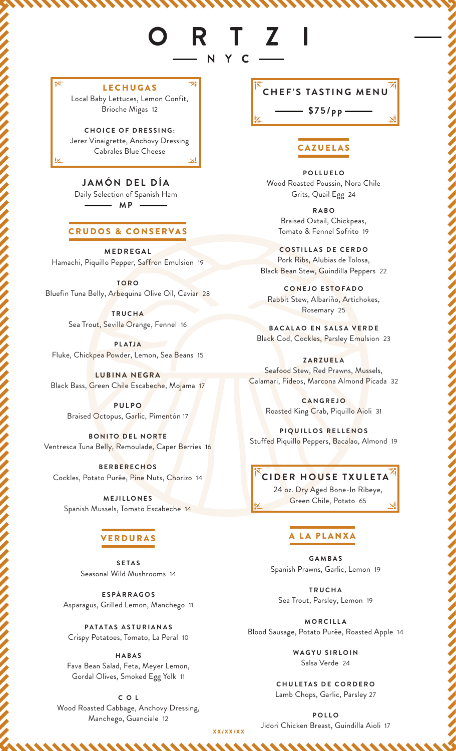# ORTZI

NYC

## LECHUGAS

Local Baby Lettuces, Lemon Confit, Brioche Migas 12

**CHOICE OF DRESSING:**
Jerez Vinaigrette, Anchovy Dressing
Cabrales Blue Cheese

## JAMÓN DEL DÍA

Daily Selection of Spanish Ham

MP

## CRUDOS & CONSERVAS

**MEDREGAL**
Hamachi, Piquillo Pepper, Saffron Emulsion 19

**TORO**
Bluefin Tuna Belly, Arbequina Olive Oil, Caviar 28

**TRUCHA**
Sea Trout, Sevilla Orange, Fennel 16

**PLATJA**
Fluke, Chickpea Powder, Lemon, Sea Beans 15

**LUBINA NEGRA**
Black Bass, Green Chile Escabeche, Mojama 17

**PULPO**
Braised Octopus, Garlic, Pimentón 17

**BONITO DEL NORTE**
Ventresca Tuna Belly, Remoulade, Caper Berries 16

**BERBERECHOS**
Cockles, Potato Purée, Pine Nuts, Chorizo 14

**MEJILLONES**
Spanish Mussels, Tomato Escabeche 14

## VERDURAS

**SETAS**
Seasonal Wild Mushrooms 14

**ESPÁRRAGOS**
Asparagus, Grilled Lemon, Manchego 11

**PATATAS ASTURIANAS**
Crispy Potatoes, Tomato, La Peral 10

**HABAS**
Fava Bean Salad, Feta, Meyer Lemon, Gordal Olives, Smoked Egg Yolk 11

**COL**
Wood Roasted Cabbage, Anchovy Dressing, Manchego, Guanciale 12

## CHEF'S TASTING MENU

$75/pp

## CAZUELAS

**POLLUELO**
Wood Roasted Poussin, Nora Chile Grits, Quail Egg 24

**RABO**
Braised Oxtail, Chickpeas, Tomato & Fennel Sofrito 19

**COSTILLAS DE CERDO**
Pork Ribs, Alubias de Tolosa, Black Bean Stew, Guindilla Peppers 22

**CONEJO ESTOFADO**
Rabbit Stew, Albariño, Artichokes, Rosemary 25

**BACALAO EN SALSA VERDE**
Black Cod, Cockles, Parsley Emulsion 23

**ZARZUELA**
Seafood Stew, Red Prawns, Mussels, Calamari, Fideos, Marcona Almond Picada 32

**CANGREJO**
Roasted King Crab, Piquillo Aioli 31

**PIQUILLOS RELLENOS**
Stuffed Piquillo Peppers, Bacalao, Almond 19

## CIDER HOUSE TXULETA

24 oz. Dry Aged Bone-In Ribeye, Green Chile, Potato 65

## A LA PLANXA

**GAMBAS**
Spanish Prawns, Garlic, Lemon 19

**TRUCHA**
Sea Trout, Parsley, Lemon 19

**MORCILLA**
Blood Sausage, Potato Purée, Roasted Apple 14

**WAGYU SIRLOIN**
Salsa Verde 24

**CHULETAS DE CORDERO**
Lamb Chops, Garlic, Parsley 27

**POLLO**
Jidori Chicken Breast, Guindilla Aioli 17

XX/XX/XX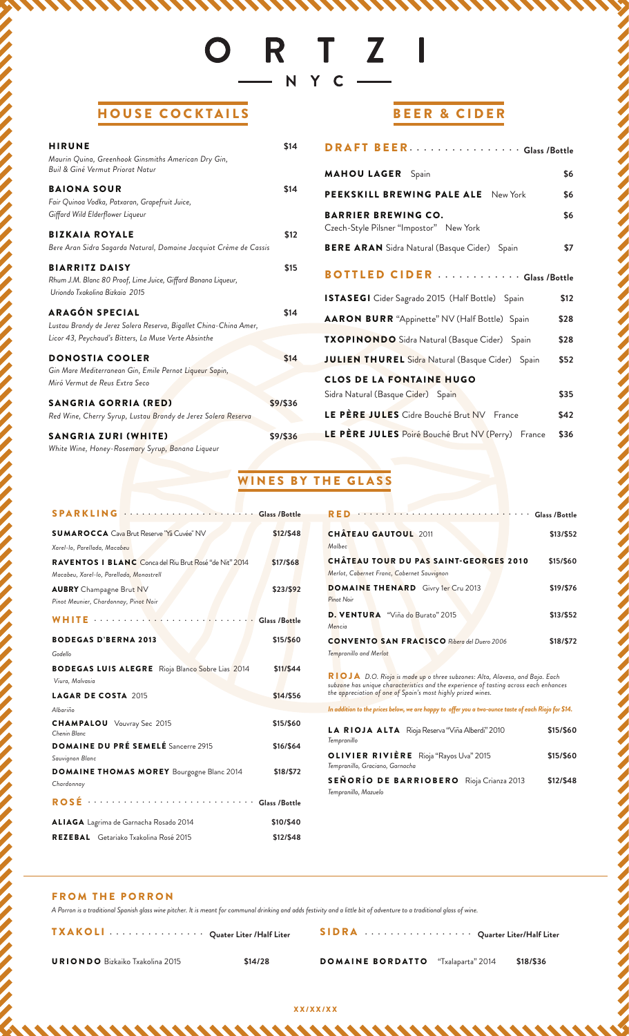# ORTZI

## NYC

## HOUSE COCKTAILS

**HIRUNE** — $14
*Maurin Quina, Greenhook Ginsmiths American Dry Gin, Buil & Giné Vermut Priorat Natur*

**BAIONA SOUR** — $14
*Fair Quinoa Vodka, Patxaran, Grapefruit Juice, Gifford Wild Elderflower Liqueur*

**BIZKAIA ROYALE** — $12
*Bere Aran Sidra Sagarda Natural, Domaine Jacquiot Crème de Cassis*

**BIARRITZ DAISY** — $15
*Rhum J.M. Blanc 80 Proof, Lime Juice, Giffard Banana Liqueur, Uriondo Txakolina Bizkaia 2015*

**ARAGÓN SPECIAL** — $14
*Lustau Brandy de Jerez Solera Reserva, Bigallet China-China Amer, Licor 43, Peychaud's Bitters, La Muse Verte Absinthe*

**DONOSTIA COOLER** — $14
*Gin Mare Mediterranean Gin, Emile Pernot Liqueur Sapin, Miró Vermut de Reus Extra Seco*

**SANGRIA GORRIA (RED)** — $9/$36
*Red Wine, Cherry Syrup, Lustau Brandy de Jerez Solera Reserva*

**SANGRIA ZURI (WHITE)** — $9/$36
*White Wine, Honey-Rosemary Syrup, Banana Liqueur*

## BEER & CIDER

### DRAFT BEER — Glass /Bottle

| | |
|---|---|
| **MAHOU LAGER** Spain | $6 |
| **PEEKSKILL BREWING PALE ALE** New York | $6 |
| **BARRIER BREWING CO.** Czech-Style Pilsner "Impostor" New York | $6 |
| **BERE ARAN** Sidra Natural (Basque Cider) Spain | $7 |

### BOTTLED CIDER — Glass /Bottle

| | |
|---|---|
| **ISTASEGI** Cider Sagrado 2015 (Half Bottle) Spain | $12 |
| **AARON BURR** "Appinette" NV (Half Bottle) Spain | $28 |
| **TXOPINONDO** Sidra Natural (Basque Cider) Spain | $28 |
| **JULIEN THUREL** Sidra Natural (Basque Cider) Spain | $52 |
| **CLOS DE LA FONTAINE HUGO** Sidra Natural (Basque Cider) Spain | $35 |
| **LE PÈRE JULES** Cidre Bouché Brut NV France | $42 |
| **LE PÈRE JULES** Poiré Bouché Brut NV (Perry) France | $36 |

## WINES BY THE GLASS

### SPARKLING — Glass /Bottle

| | |
|---|---|
| **SUMAROCCA** Cava Brut Reserve "Yá Cuvée" NV *Xarel-lo, Parellada, Macabeu* | $12/$48 |
| **RAVENTOS I BLANC** Conca del Riu Brut Rosé "de Nit" 2014 *Macabeu, Xarel-lo, Parellada, Monastrell* | $17/$68 |
| **AUBRY** Champagne Brut NV *Pinot Meunier, Chardonnay, Pinot Noir* | $23/$92 |

### WHITE — Glass /Bottle

| | |
|---|---|
| **BODEGAS D'BERNA 2013** *Godello* | $15/$60 |
| **BODEGAS LUIS ALEGRE** Rioja Blanco Sobre Lias 2014 *Viura, Malvasia* | $11/$44 |
| **LAGAR DE COSTA** 2015 *Albariño* | $14/$56 |
| **CHAMPALOU** Vouvray Sec 2015 *Chenin Blanc* | $15/$60 |
| **DOMAINE DU PRÉ SEMELÉ** Sancerre 2915 *Sauvignon Blanc* | $16/$64 |
| **DOMAINE THOMAS MOREY** Bourgogne Blanc 2014 *Chardonnay* | $18/$72 |

### ROSÉ — Glass /Bottle

| | |
|---|---|
| **ALIAGA** Lagrima de Garnacha Rosado 2014 | $10/$40 |
| **REZEBAL** Getariako Txakolina Rosé 2015 | $12/$48 |

### RED — Glass /Bottle

| | |
|---|---|
| **CHÂTEAU GAUTOUL** 2011 *Malbec* | $13/$52 |
| **CHÂTEAU TOUR DU PAS SAINT-GEORGES 2010** *Merlot, Cabernet Franc, Cabernet Sauvignon* | $15/$60 |
| **DOMAINE THENARD** Givry 1er Cru 2013 *Pinot Noir* | $19/$76 |
| **D. VENTURA** "Viña do Burato" 2015 *Mencia* | $13/$52 |
| **CONVENTO SAN FRACISCO** *Ribera del Duero 2006* *Tempranillo and Merlot* | $18/$72 |

### RIOJA

*D.O. Rioja is made up o three subzones: Alta, Alavesa, and Baja. Each subzone has unique characteristics and the experience of tasting across each enhances the appreciation of one of Spain's most highly prized wines.*

*In addition to the prices below, we are happy to offer you a two-ounce taste of each Rioja for $14.*

| | |
|---|---|
| **LA RIOJA ALTA** Rioja Reserva "Viña Alberdi" 2010 *Tempranillo* | $15/$60 |
| **OLIVIER RIVIÈRE** Rioja "Rayos Uva" 2015 *Tempranillo, Graciano, Garnacha* | $15/$60 |
| **SEÑORÍO DE BARRIOBERO** Rioja Crianza 2013 *Tempranillo, Mazuelo* | $12/$48 |

## FROM THE PORRON

*A Porron is a traditional Spanish glass wine pitcher. It is meant for communal drinking and adds festivity and a little bit of adventure to a traditional glass of wine.*

### TXAKOLI — Quater Liter /Half Liter

| | |
|---|---|
| **URIONDO** Bizkaiko Txakolina 2015 | $14/28 |

### SIDRA — Quarter Liter/Half Liter

| | |
|---|---|
| **DOMAINE BORDATTO** "Txalaparta" 2014 | $18/$36 |

XX/XX/XX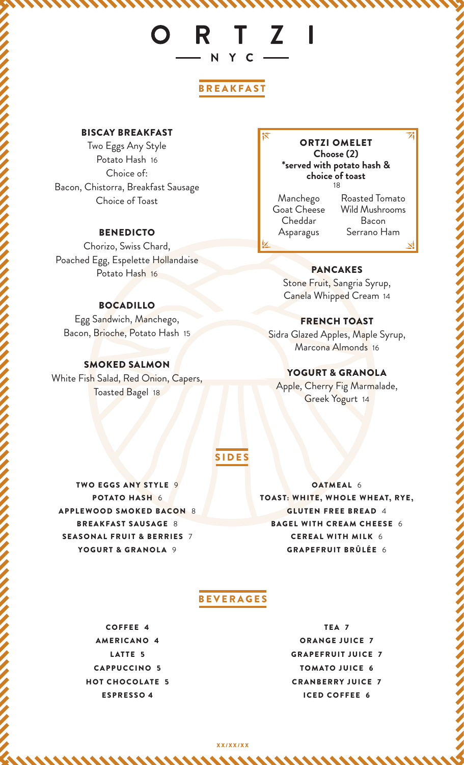# ORTZI

NYC

## BREAKFAST

### BISCAY BREAKFAST

Two Eggs Any Style
Potato Hash 16
Choice of:
Bacon, Chistorra, Breakfast Sausage
Choice of Toast

### BENEDICTO

Chorizo, Swiss Chard,
Poached Egg, Espelette Hollandaise
Potato Hash 16

### BOCADILLO

Egg Sandwich, Manchego,
Bacon, Brioche, Potato Hash 15

### SMOKED SALMON

White Fish Salad, Red Onion, Capers,
Toasted Bagel 18

### ORTZI OMELET

**Choose (2)**
**\*served with potato hash & choice of toast**
18

Manchego, Goat Cheese, Cheddar, Asparagus, Roasted Tomato, Wild Mushrooms, Bacon, Serrano Ham

### PANCAKES

Stone Fruit, Sangria Syrup,
Canela Whipped Cream 14

### FRENCH TOAST

Sidra Glazed Apples, Maple Syrup,
Marcona Almonds 16

### YOGURT & GRANOLA

Apple, Cherry Fig Marmalade,
Greek Yogurt 14

## SIDES

- TWO EGGS ANY STYLE 9
- POTATO HASH 6
- APPLEWOOD SMOKED BACON 8
- BREAKFAST SAUSAGE 8
- SEASONAL FRUIT & BERRIES 7
- YOGURT & GRANOLA 9
- OATMEAL 6
- TOAST: WHITE, WHOLE WHEAT, RYE, GLUTEN FREE BREAD 4
- BAGEL WITH CREAM CHEESE 6
- CEREAL WITH MILK 6
- GRAPEFRUIT BRÛLÉE 6

## BEVERAGES

- COFFEE 4
- AMERICANO 4
- LATTE 5
- CAPPUCCINO 5
- HOT CHOCOLATE 5
- ESPRESSO 4
- TEA 7
- ORANGE JUICE 7
- GRAPEFRUIT JUICE 7
- TOMATO JUICE 6
- CRANBERRY JUICE 7
- ICED COFFEE 6

XX/XX/XX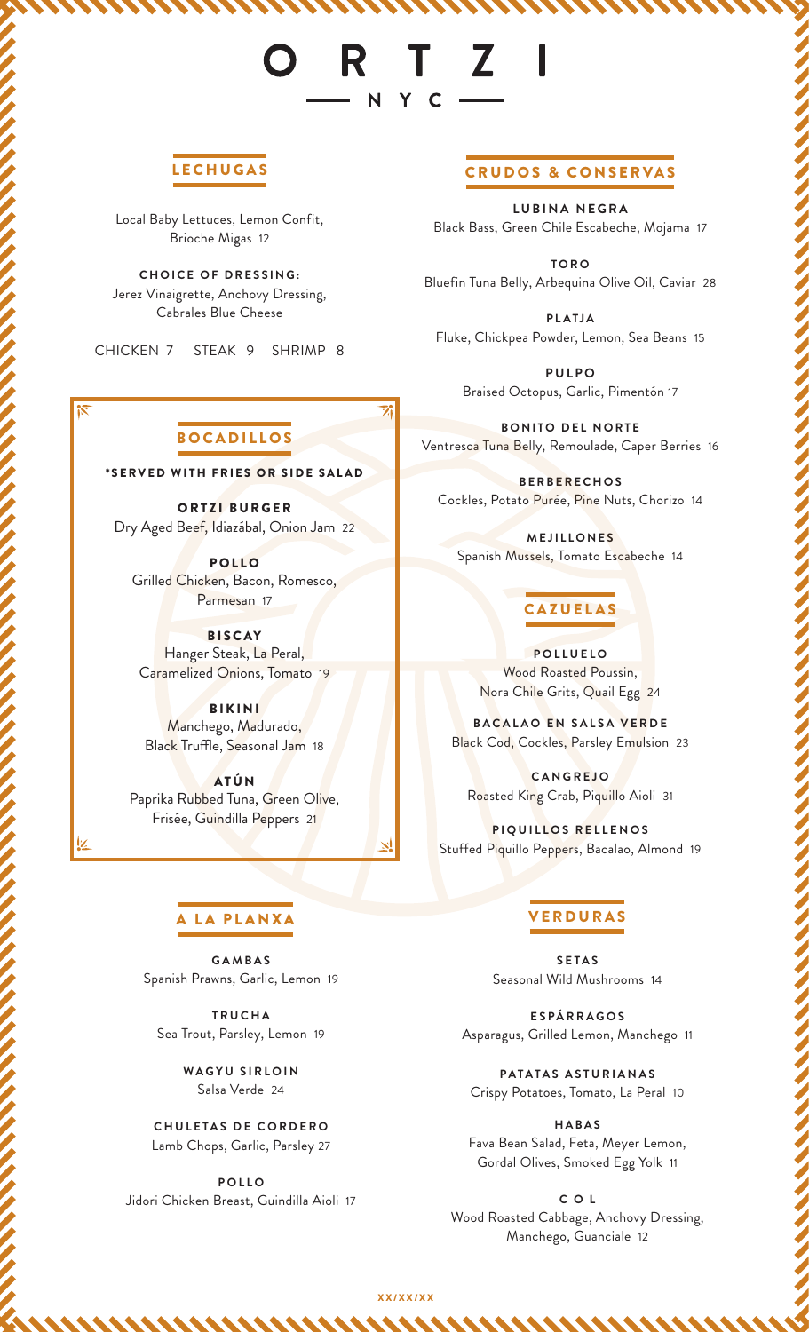# ORTZI

NYC

## LECHUGAS

Local Baby Lettuces, Lemon Confit, Brioche Migas 12

**CHOICE OF DRESSING:**
Jerez Vinaigrette, Anchovy Dressing, Cabrales Blue Cheese

CHICKEN 7 STEAK 9 SHRIMP 8

## BOCADILLOS

**\*SERVED WITH FRIES OR SIDE SALAD**

**ORTZI BURGER**
Dry Aged Beef, Idiazábal, Onion Jam 22

**POLLO**
Grilled Chicken, Bacon, Romesco, Parmesan 17

**BISCAY**
Hanger Steak, La Peral, Caramelized Onions, Tomato 19

**BIKINI**
Manchego, Madurado, Black Truffle, Seasonal Jam 18

**ATÚN**
Paprika Rubbed Tuna, Green Olive, Frisée, Guindilla Peppers 21

## A LA PLANXA

**GAMBAS**
Spanish Prawns, Garlic, Lemon 19

**TRUCHA**
Sea Trout, Parsley, Lemon 19

**WAGYU SIRLOIN**
Salsa Verde 24

**CHULETAS DE CORDERO**
Lamb Chops, Garlic, Parsley 27

**POLLO**
Jidori Chicken Breast, Guindilla Aioli 17

## CRUDOS & CONSERVAS

**LUBINA NEGRA**
Black Bass, Green Chile Escabeche, Mojama 17

**TORO**
Bluefin Tuna Belly, Arbequina Olive Oil, Caviar 28

**PLATJA**
Fluke, Chickpea Powder, Lemon, Sea Beans 15

**PULPO**
Braised Octopus, Garlic, Pimentón 17

**BONITO DEL NORTE**
Ventresca Tuna Belly, Remoulade, Caper Berries 16

**BERBERECHOS**
Cockles, Potato Purée, Pine Nuts, Chorizo 14

**MEJILLONES**
Spanish Mussels, Tomato Escabeche 14

## CAZUELAS

**POLLUELO**
Wood Roasted Poussin, Nora Chile Grits, Quail Egg 24

**BACALAO EN SALSA VERDE**
Black Cod, Cockles, Parsley Emulsion 23

**CANGREJO**
Roasted King Crab, Piquillo Aioli 31

**PIQUILLOS RELLENOS**
Stuffed Piquillo Peppers, Bacalao, Almond 19

## VERDURAS

**SETAS**
Seasonal Wild Mushrooms 14

**ESPÁRRAGOS**
Asparagus, Grilled Lemon, Manchego 11

**PATATAS ASTURIANAS**
Crispy Potatoes, Tomato, La Peral 10

**HABAS**
Fava Bean Salad, Feta, Meyer Lemon, Gordal Olives, Smoked Egg Yolk 11

**COL**
Wood Roasted Cabbage, Anchovy Dressing, Manchego, Guanciale 12

XX/XX/XX